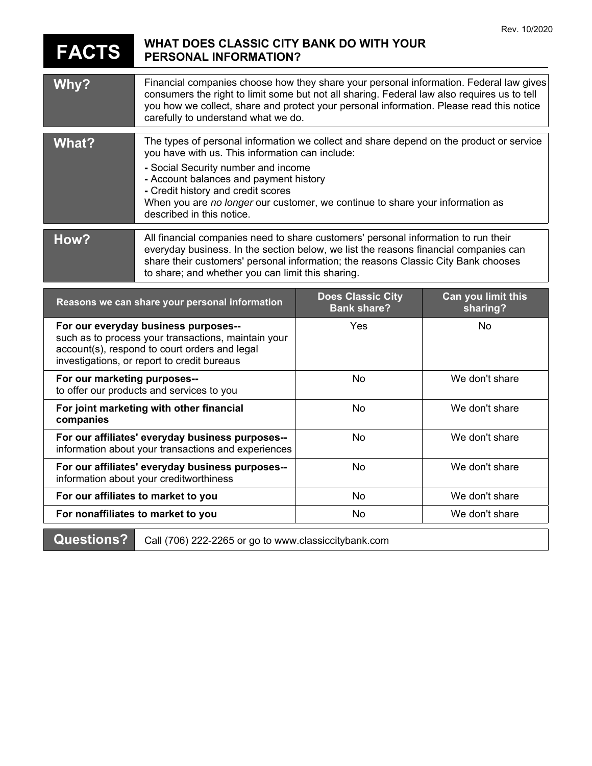Rev. 10/2020

# FACTS — WHAT DOES CLASSIC CITY BANK DO WITH YOUR PERSONAL INFORMATION?

## Why?

Financial companies choose how they share your personal information. Federal law gives consumers the right to limit some but not all sharing. Federal law also requires us to tell you how we collect, share and protect your personal information. Please read this notice carefully to understand what we do.

## What?

The types of personal information we collect and share depend on the product or service you have with us. This information can include:

- Social Security number and income
- Account balances and payment history
- Credit history and credit scores

When you are *no longer* our customer, we continue to share your information as described in this notice.

## How?

All financial companies need to share customers' personal information to run their everyday business. In the section below, we list the reasons financial companies can share their customers' personal information; the reasons Classic City Bank chooses to share; and whether you can limit this sharing.

| Reasons we can share your personal information | Does Classic City Bank share? | Can you limit this sharing? |
|---|---|---|
| **For our everyday business purposes--** such as to process your transactions, maintain your account(s), respond to court orders and legal investigations, or report to credit bureaus | Yes | No |
| **For our marketing purposes--** to offer our products and services to you | No | We don't share |
| **For joint marketing with other financial companies** | No | We don't share |
| **For our affiliates' everyday business purposes--** information about your transactions and experiences | No | We don't share |
| **For our affiliates' everyday business purposes--** information about your creditworthiness | No | We don't share |
| **For our affiliates to market to you** | No | We don't share |
| **For nonaffiliates to market to you** | No | We don't share |

## Questions?

Call (706) 222-2265 or go to www.classiccitybank.com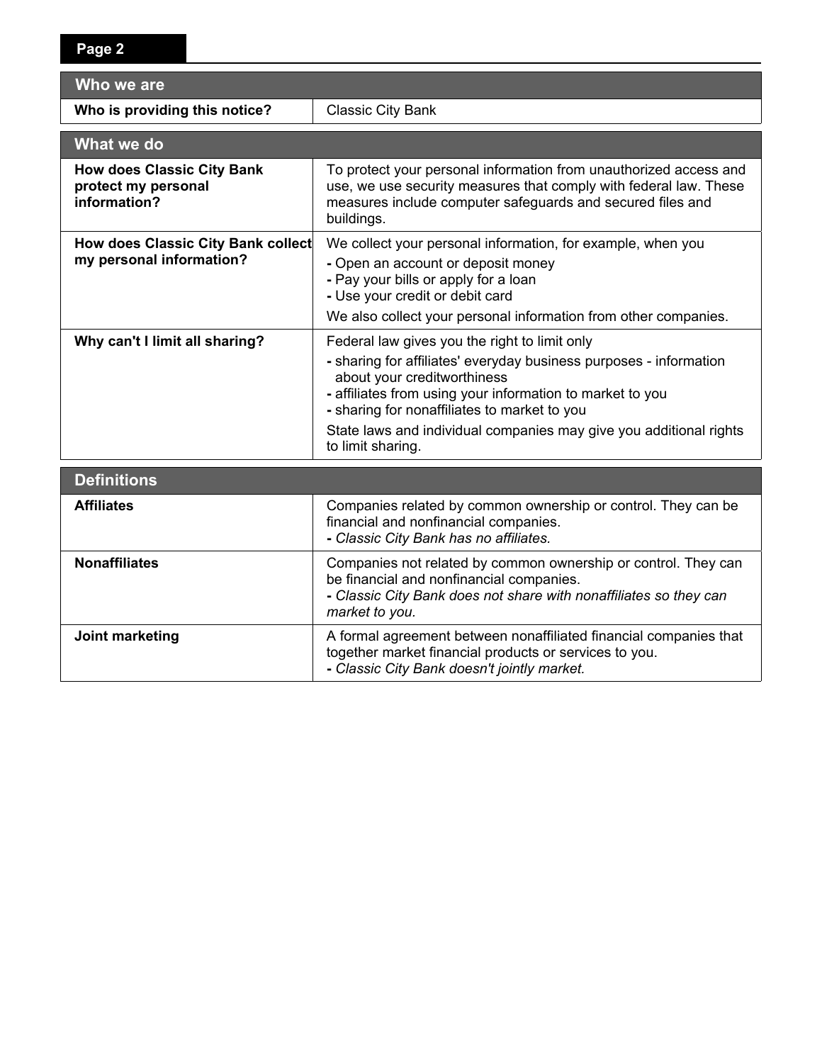| Who we are | |
|---|---|
| **Who is providing this notice?** | Classic City Bank |

| What we do | |
|---|---|
| **How does Classic City Bank protect my personal information?** | To protect your personal information from unauthorized access and use, we use security measures that comply with federal law. These measures include computer safeguards and secured files and buildings. |
| **How does Classic City Bank collect my personal information?** | We collect your personal information, for example, when you<br>- Open an account or deposit money<br>- Pay your bills or apply for a loan<br>- Use your credit or debit card<br>We also collect your personal information from other companies. |
| **Why can't I limit all sharing?** | Federal law gives you the right to limit only<br>- sharing for affiliates' everyday business purposes - information about your creditworthiness<br>- affiliates from using your information to market to you<br>- sharing for nonaffiliates to market to you<br>State laws and individual companies may give you additional rights to limit sharing. |

| Definitions | |
|---|---|
| **Affiliates** | Companies related by common ownership or control. They can be financial and nonfinancial companies.<br>- *Classic City Bank has no affiliates.* |
| **Nonaffiliates** | Companies not related by common ownership or control. They can be financial and nonfinancial companies.<br>- *Classic City Bank does not share with nonaffiliates so they can market to you.* |
| **Joint marketing** | A formal agreement between nonaffiliated financial companies that together market financial products or services to you.<br>- *Classic City Bank doesn't jointly market.* |